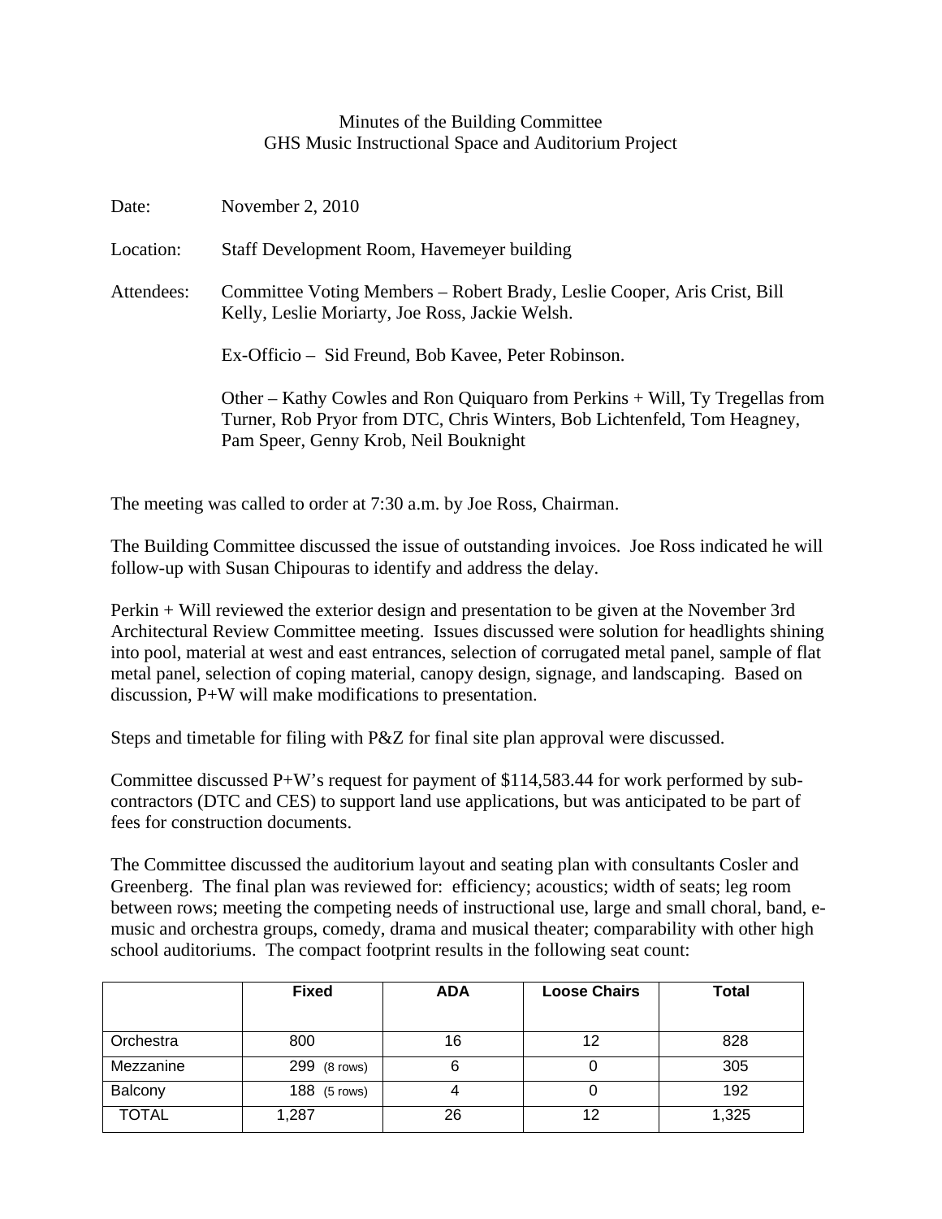# Minutes of the Building Committee
## GHS Music Instructional Space and Auditorium Project

Date: November 2, 2010

Location: Staff Development Room, Havemeyer building

Attendees: Committee Voting Members – Robert Brady, Leslie Cooper, Aris Crist, Bill Kelly, Leslie Moriarty, Joe Ross, Jackie Welsh.

Ex-Officio – Sid Freund, Bob Kavee, Peter Robinson.

Other – Kathy Cowles and Ron Quiquaro from Perkins + Will, Ty Tregellas from Turner, Rob Pryor from DTC, Chris Winters, Bob Lichtenfeld, Tom Heagney, Pam Speer, Genny Krob, Neil Bouknight

The meeting was called to order at 7:30 a.m. by Joe Ross, Chairman.

The Building Committee discussed the issue of outstanding invoices. Joe Ross indicated he will follow-up with Susan Chipouras to identify and address the delay.

Perkin + Will reviewed the exterior design and presentation to be given at the November 3rd Architectural Review Committee meeting. Issues discussed were solution for headlights shining into pool, material at west and east entrances, selection of corrugated metal panel, sample of flat metal panel, selection of coping material, canopy design, signage, and landscaping. Based on discussion, P+W will make modifications to presentation.

Steps and timetable for filing with P&Z for final site plan approval were discussed.

Committee discussed P+W's request for payment of $114,583.44 for work performed by sub-contractors (DTC and CES) to support land use applications, but was anticipated to be part of fees for construction documents.

The Committee discussed the auditorium layout and seating plan with consultants Cosler and Greenberg. The final plan was reviewed for: efficiency; acoustics; width of seats; leg room between rows; meeting the competing needs of instructional use, large and small choral, band, e-music and orchestra groups, comedy, drama and musical theater; comparability with other high school auditoriums. The compact footprint results in the following seat count:

| | Fixed | ADA | Loose Chairs | Total |
|---|---|---|---|---|
| Orchestra | 800 | 16 | 12 | 828 |
| Mezzanine | 299 (8 rows) | 6 | 0 | 305 |
| Balcony | 188 (5 rows) | 4 | 0 | 192 |
| TOTAL | 1,287 | 26 | 12 | 1,325 |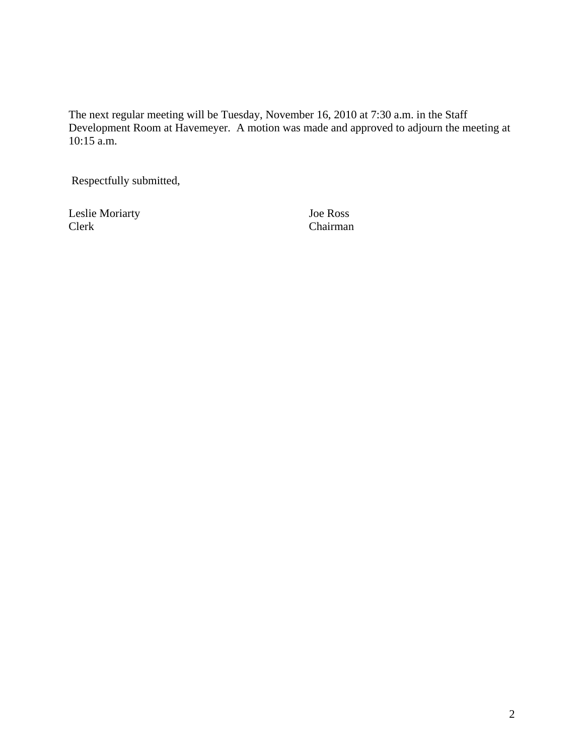The next regular meeting will be Tuesday, November 16, 2010 at 7:30 a.m. in the Staff Development Room at Havemeyer. A motion was made and approved to adjourn the meeting at 10:15 a.m.

Respectfully submitted,

Leslie Moriarty
Clerk

Joe Ross
Chairman